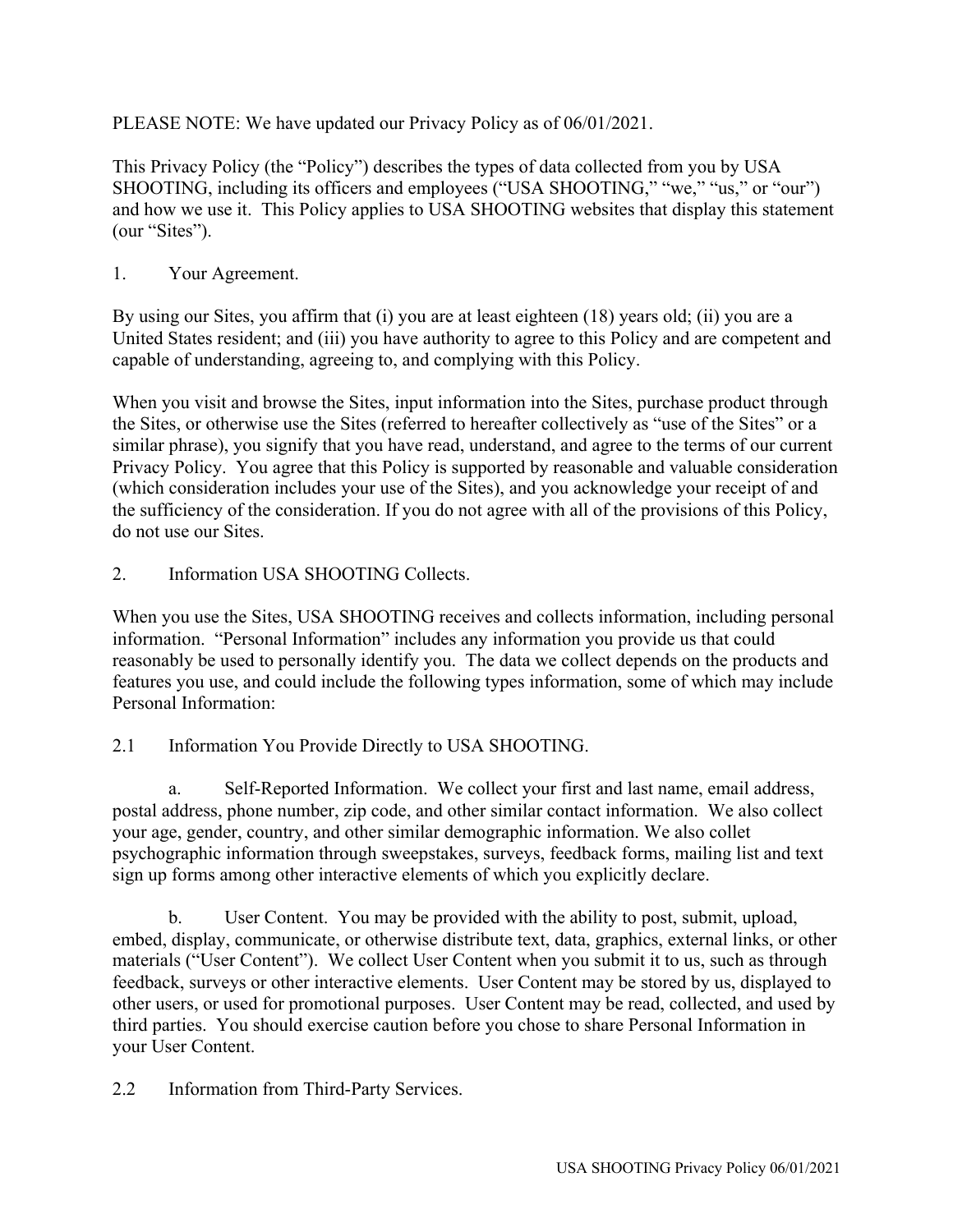PLEASE NOTE: We have updated our Privacy Policy as of 06/01/2021.

This Privacy Policy (the "Policy") describes the types of data collected from you by USA SHOOTING, including its officers and employees ("USA SHOOTING," "we," "us," or "our") and how we use it. This Policy applies to USA SHOOTING websites that display this statement (our "Sites").

## 1. Your Agreement.

By using our Sites, you affirm that (i) you are at least eighteen (18) years old; (ii) you are a United States resident; and (iii) you have authority to agree to this Policy and are competent and capable of understanding, agreeing to, and complying with this Policy.

When you visit and browse the Sites, input information into the Sites, purchase product through the Sites, or otherwise use the Sites (referred to hereafter collectively as "use of the Sites" or a similar phrase), you signify that you have read, understand, and agree to the terms of our current Privacy Policy. You agree that this Policy is supported by reasonable and valuable consideration (which consideration includes your use of the Sites), and you acknowledge your receipt of and the sufficiency of the consideration. If you do not agree with all of the provisions of this Policy, do not use our Sites.

## 2. Information USA SHOOTING Collects.

When you use the Sites, USA SHOOTING receives and collects information, including personal information. "Personal Information" includes any information you provide us that could reasonably be used to personally identify you. The data we collect depends on the products and features you use, and could include the following types information, some of which may include Personal Information:

### 2.1 Information You Provide Directly to USA SHOOTING.

a. Self-Reported Information. We collect your first and last name, email address, postal address, phone number, zip code, and other similar contact information. We also collect your age, gender, country, and other similar demographic information. We also collet psychographic information through sweepstakes, surveys, feedback forms, mailing list and text sign up forms among other interactive elements of which you explicitly declare.

b. User Content. You may be provided with the ability to post, submit, upload, embed, display, communicate, or otherwise distribute text, data, graphics, external links, or other materials ("User Content"). We collect User Content when you submit it to us, such as through feedback, surveys or other interactive elements. User Content may be stored by us, displayed to other users, or used for promotional purposes. User Content may be read, collected, and used by third parties. You should exercise caution before you chose to share Personal Information in your User Content.

### 2.2 Information from Third-Party Services.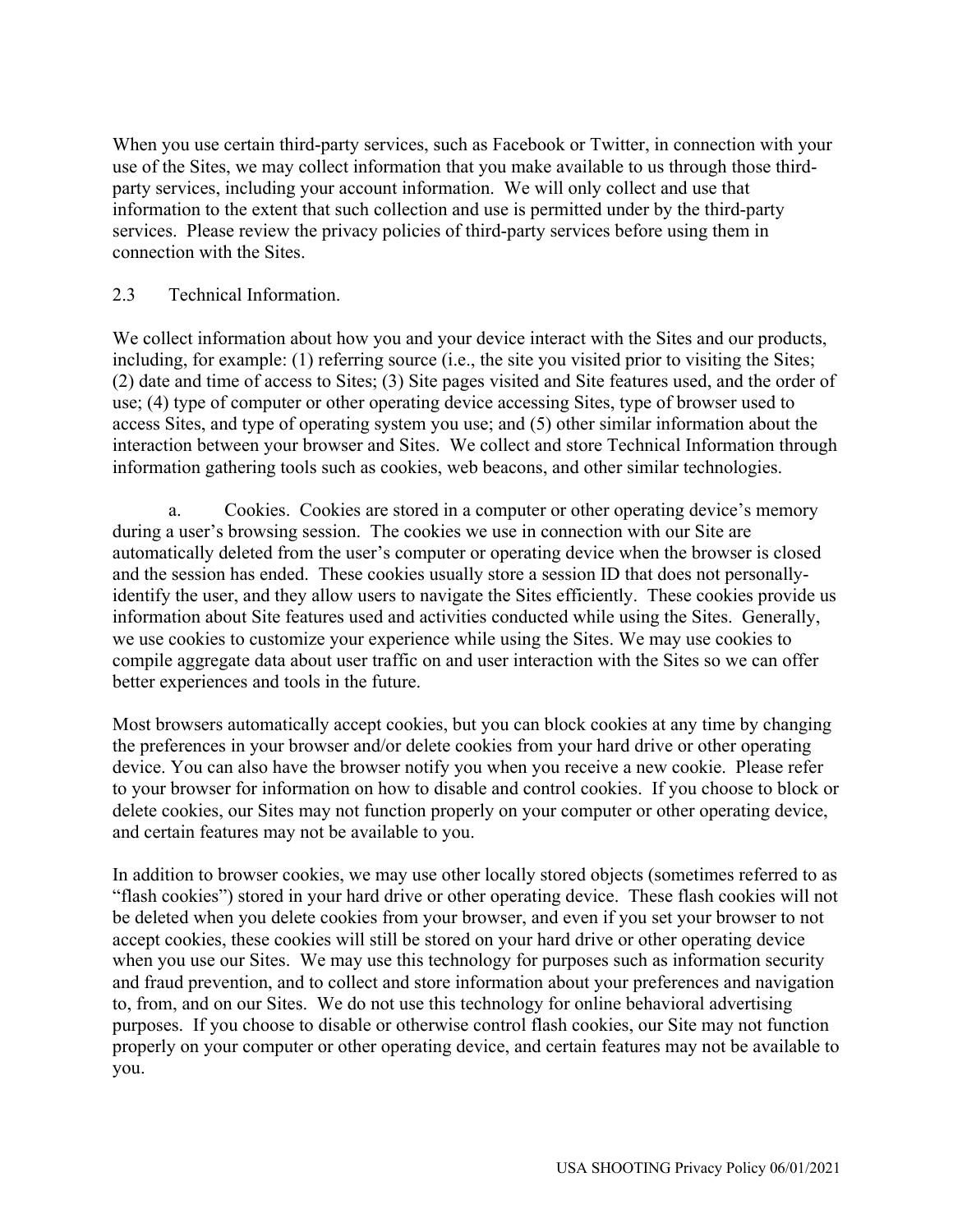When you use certain third-party services, such as Facebook or Twitter, in connection with your use of the Sites, we may collect information that you make available to us through those third-party services, including your account information. We will only collect and use that information to the extent that such collection and use is permitted under by the third-party services. Please review the privacy policies of third-party services before using them in connection with the Sites.

2.3 Technical Information.

We collect information about how you and your device interact with the Sites and our products, including, for example: (1) referring source (i.e., the site you visited prior to visiting the Sites; (2) date and time of access to Sites; (3) Site pages visited and Site features used, and the order of use; (4) type of computer or other operating device accessing Sites, type of browser used to access Sites, and type of operating system you use; and (5) other similar information about the interaction between your browser and Sites. We collect and store Technical Information through information gathering tools such as cookies, web beacons, and other similar technologies.

a. Cookies. Cookies are stored in a computer or other operating device's memory during a user's browsing session. The cookies we use in connection with our Site are automatically deleted from the user's computer or operating device when the browser is closed and the session has ended. These cookies usually store a session ID that does not personally-identify the user, and they allow users to navigate the Sites efficiently. These cookies provide us information about Site features used and activities conducted while using the Sites. Generally, we use cookies to customize your experience while using the Sites. We may use cookies to compile aggregate data about user traffic on and user interaction with the Sites so we can offer better experiences and tools in the future.

Most browsers automatically accept cookies, but you can block cookies at any time by changing the preferences in your browser and/or delete cookies from your hard drive or other operating device. You can also have the browser notify you when you receive a new cookie. Please refer to your browser for information on how to disable and control cookies. If you choose to block or delete cookies, our Sites may not function properly on your computer or other operating device, and certain features may not be available to you.

In addition to browser cookies, we may use other locally stored objects (sometimes referred to as "flash cookies") stored in your hard drive or other operating device. These flash cookies will not be deleted when you delete cookies from your browser, and even if you set your browser to not accept cookies, these cookies will still be stored on your hard drive or other operating device when you use our Sites. We may use this technology for purposes such as information security and fraud prevention, and to collect and store information about your preferences and navigation to, from, and on our Sites. We do not use this technology for online behavioral advertising purposes. If you choose to disable or otherwise control flash cookies, our Site may not function properly on your computer or other operating device, and certain features may not be available to you.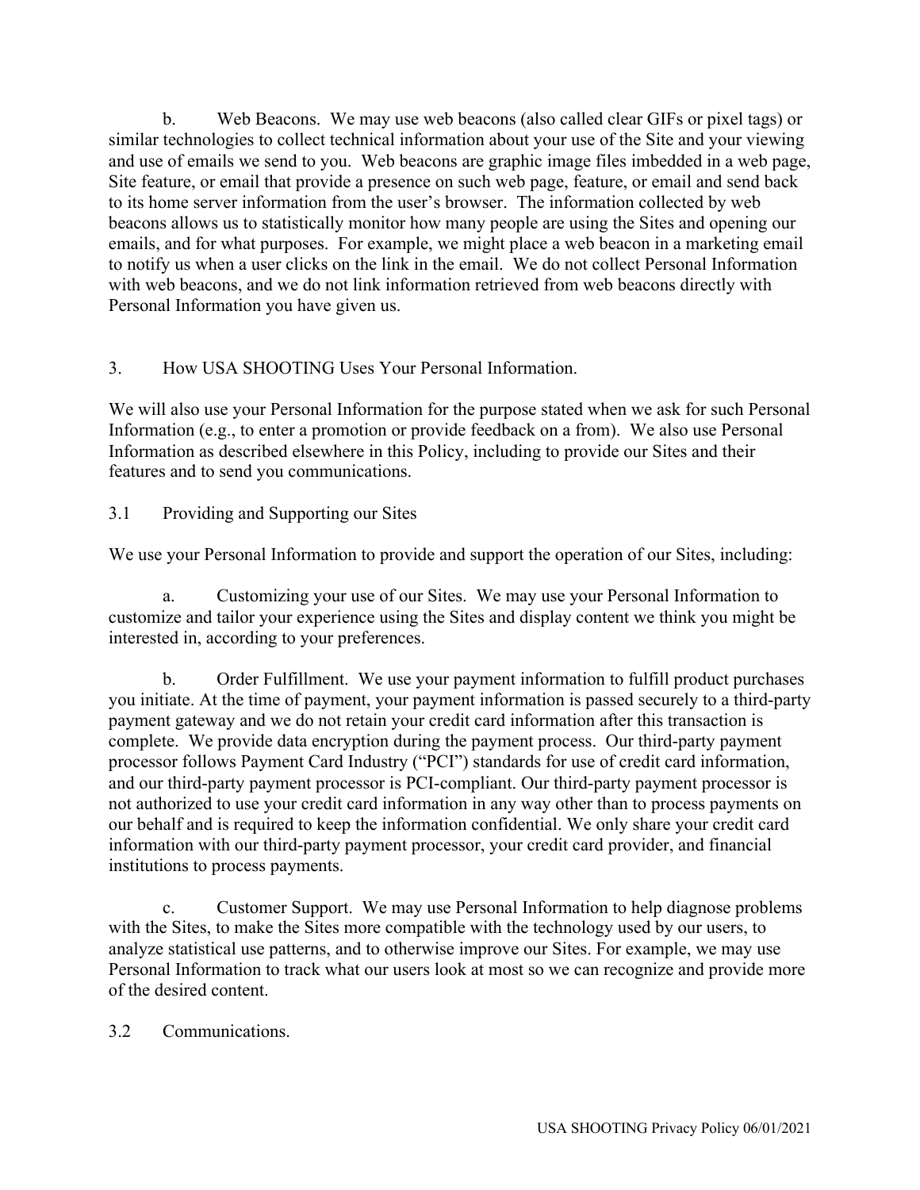b. Web Beacons. We may use web beacons (also called clear GIFs or pixel tags) or similar technologies to collect technical information about your use of the Site and your viewing and use of emails we send to you. Web beacons are graphic image files imbedded in a web page, Site feature, or email that provide a presence on such web page, feature, or email and send back to its home server information from the user's browser. The information collected by web beacons allows us to statistically monitor how many people are using the Sites and opening our emails, and for what purposes. For example, we might place a web beacon in a marketing email to notify us when a user clicks on the link in the email. We do not collect Personal Information with web beacons, and we do not link information retrieved from web beacons directly with Personal Information you have given us.

## 3. How USA SHOOTING Uses Your Personal Information.

We will also use your Personal Information for the purpose stated when we ask for such Personal Information (e.g., to enter a promotion or provide feedback on a from). We also use Personal Information as described elsewhere in this Policy, including to provide our Sites and their features and to send you communications.

### 3.1 Providing and Supporting our Sites

We use your Personal Information to provide and support the operation of our Sites, including:

a. Customizing your use of our Sites. We may use your Personal Information to customize and tailor your experience using the Sites and display content we think you might be interested in, according to your preferences.

b. Order Fulfillment. We use your payment information to fulfill product purchases you initiate. At the time of payment, your payment information is passed securely to a third-party payment gateway and we do not retain your credit card information after this transaction is complete. We provide data encryption during the payment process. Our third-party payment processor follows Payment Card Industry ("PCI") standards for use of credit card information, and our third-party payment processor is PCI-compliant. Our third-party payment processor is not authorized to use your credit card information in any way other than to process payments on our behalf and is required to keep the information confidential. We only share your credit card information with our third-party payment processor, your credit card provider, and financial institutions to process payments.

c. Customer Support. We may use Personal Information to help diagnose problems with the Sites, to make the Sites more compatible with the technology used by our users, to analyze statistical use patterns, and to otherwise improve our Sites. For example, we may use Personal Information to track what our users look at most so we can recognize and provide more of the desired content.

### 3.2 Communications.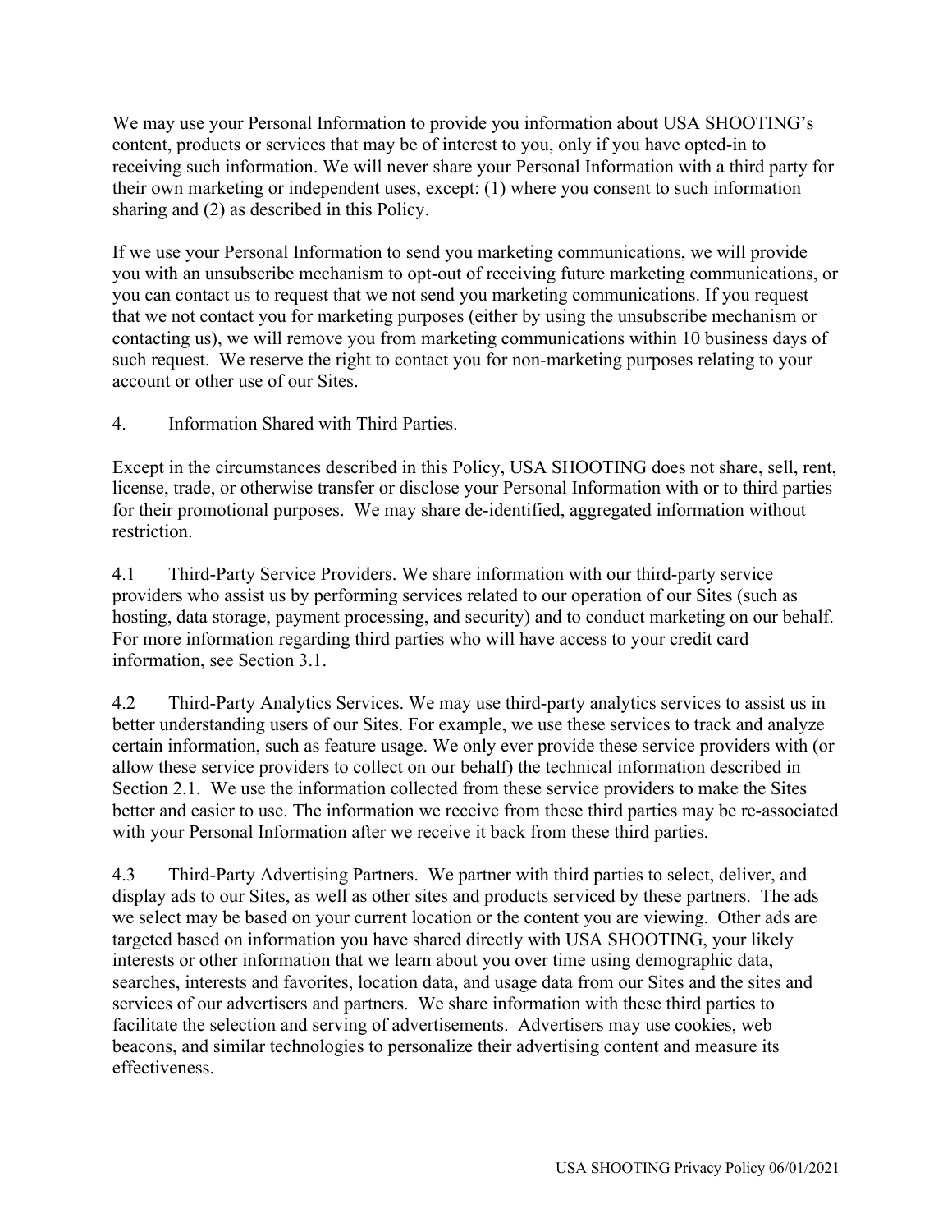We may use your Personal Information to provide you information about USA SHOOTING's content, products or services that may be of interest to you, only if you have opted-in to receiving such information. We will never share your Personal Information with a third party for their own marketing or independent uses, except: (1) where you consent to such information sharing and (2) as described in this Policy.

If we use your Personal Information to send you marketing communications, we will provide you with an unsubscribe mechanism to opt-out of receiving future marketing communications, or you can contact us to request that we not send you marketing communications. If you request that we not contact you for marketing purposes (either by using the unsubscribe mechanism or contacting us), we will remove you from marketing communications within 10 business days of such request. We reserve the right to contact you for non-marketing purposes relating to your account or other use of our Sites.

## 4. Information Shared with Third Parties.

Except in the circumstances described in this Policy, USA SHOOTING does not share, sell, rent, license, trade, or otherwise transfer or disclose your Personal Information with or to third parties for their promotional purposes. We may share de-identified, aggregated information without restriction.

4.1 Third-Party Service Providers. We share information with our third-party service providers who assist us by performing services related to our operation of our Sites (such as hosting, data storage, payment processing, and security) and to conduct marketing on our behalf. For more information regarding third parties who will have access to your credit card information, see Section 3.1.

4.2 Third-Party Analytics Services. We may use third-party analytics services to assist us in better understanding users of our Sites. For example, we use these services to track and analyze certain information, such as feature usage. We only ever provide these service providers with (or allow these service providers to collect on our behalf) the technical information described in Section 2.1. We use the information collected from these service providers to make the Sites better and easier to use. The information we receive from these third parties may be re-associated with your Personal Information after we receive it back from these third parties.

4.3 Third-Party Advertising Partners. We partner with third parties to select, deliver, and display ads to our Sites, as well as other sites and products serviced by these partners. The ads we select may be based on your current location or the content you are viewing. Other ads are targeted based on information you have shared directly with USA SHOOTING, your likely interests or other information that we learn about you over time using demographic data, searches, interests and favorites, location data, and usage data from our Sites and the sites and services of our advertisers and partners. We share information with these third parties to facilitate the selection and serving of advertisements. Advertisers may use cookies, web beacons, and similar technologies to personalize their advertising content and measure its effectiveness.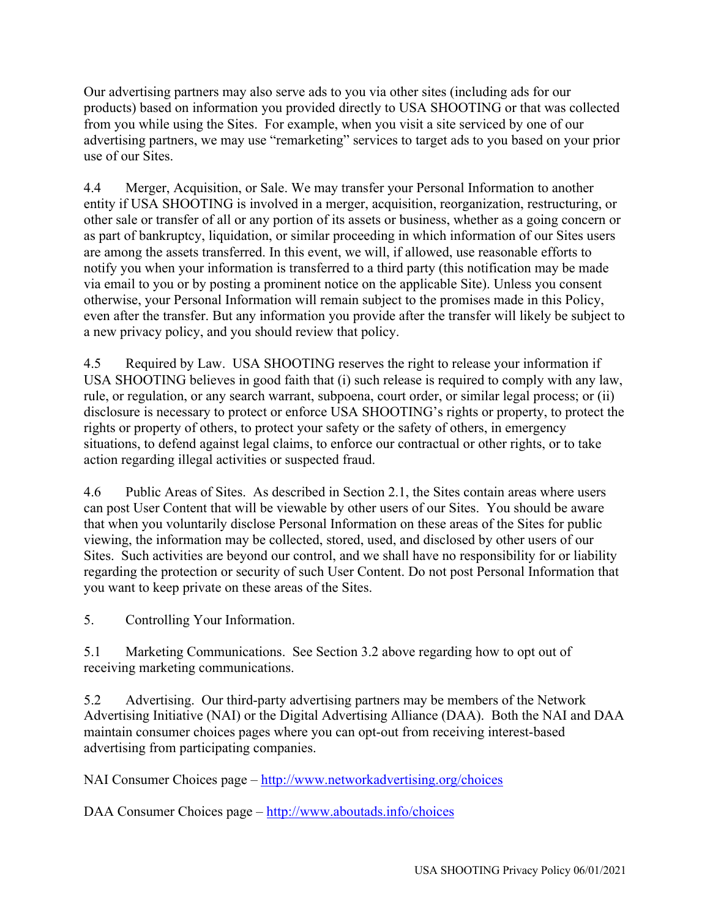Our advertising partners may also serve ads to you via other sites (including ads for our products) based on information you provided directly to USA SHOOTING or that was collected from you while using the Sites. For example, when you visit a site serviced by one of our advertising partners, we may use "remarketing" services to target ads to you based on your prior use of our Sites.

4.4 Merger, Acquisition, or Sale. We may transfer your Personal Information to another entity if USA SHOOTING is involved in a merger, acquisition, reorganization, restructuring, or other sale or transfer of all or any portion of its assets or business, whether as a going concern or as part of bankruptcy, liquidation, or similar proceeding in which information of our Sites users are among the assets transferred. In this event, we will, if allowed, use reasonable efforts to notify you when your information is transferred to a third party (this notification may be made via email to you or by posting a prominent notice on the applicable Site). Unless you consent otherwise, your Personal Information will remain subject to the promises made in this Policy, even after the transfer. But any information you provide after the transfer will likely be subject to a new privacy policy, and you should review that policy.

4.5 Required by Law. USA SHOOTING reserves the right to release your information if USA SHOOTING believes in good faith that (i) such release is required to comply with any law, rule, or regulation, or any search warrant, subpoena, court order, or similar legal process; or (ii) disclosure is necessary to protect or enforce USA SHOOTING's rights or property, to protect the rights or property of others, to protect your safety or the safety of others, in emergency situations, to defend against legal claims, to enforce our contractual or other rights, or to take action regarding illegal activities or suspected fraud.

4.6 Public Areas of Sites. As described in Section 2.1, the Sites contain areas where users can post User Content that will be viewable by other users of our Sites. You should be aware that when you voluntarily disclose Personal Information on these areas of the Sites for public viewing, the information may be collected, stored, used, and disclosed by other users of our Sites. Such activities are beyond our control, and we shall have no responsibility for or liability regarding the protection or security of such User Content. Do not post Personal Information that you want to keep private on these areas of the Sites.

5. Controlling Your Information.

5.1 Marketing Communications. See Section 3.2 above regarding how to opt out of receiving marketing communications.

5.2 Advertising. Our third-party advertising partners may be members of the Network Advertising Initiative (NAI) or the Digital Advertising Alliance (DAA). Both the NAI and DAA maintain consumer choices pages where you can opt-out from receiving interest-based advertising from participating companies.

NAI Consumer Choices page – http://www.networkadvertising.org/choices

DAA Consumer Choices page – http://www.aboutads.info/choices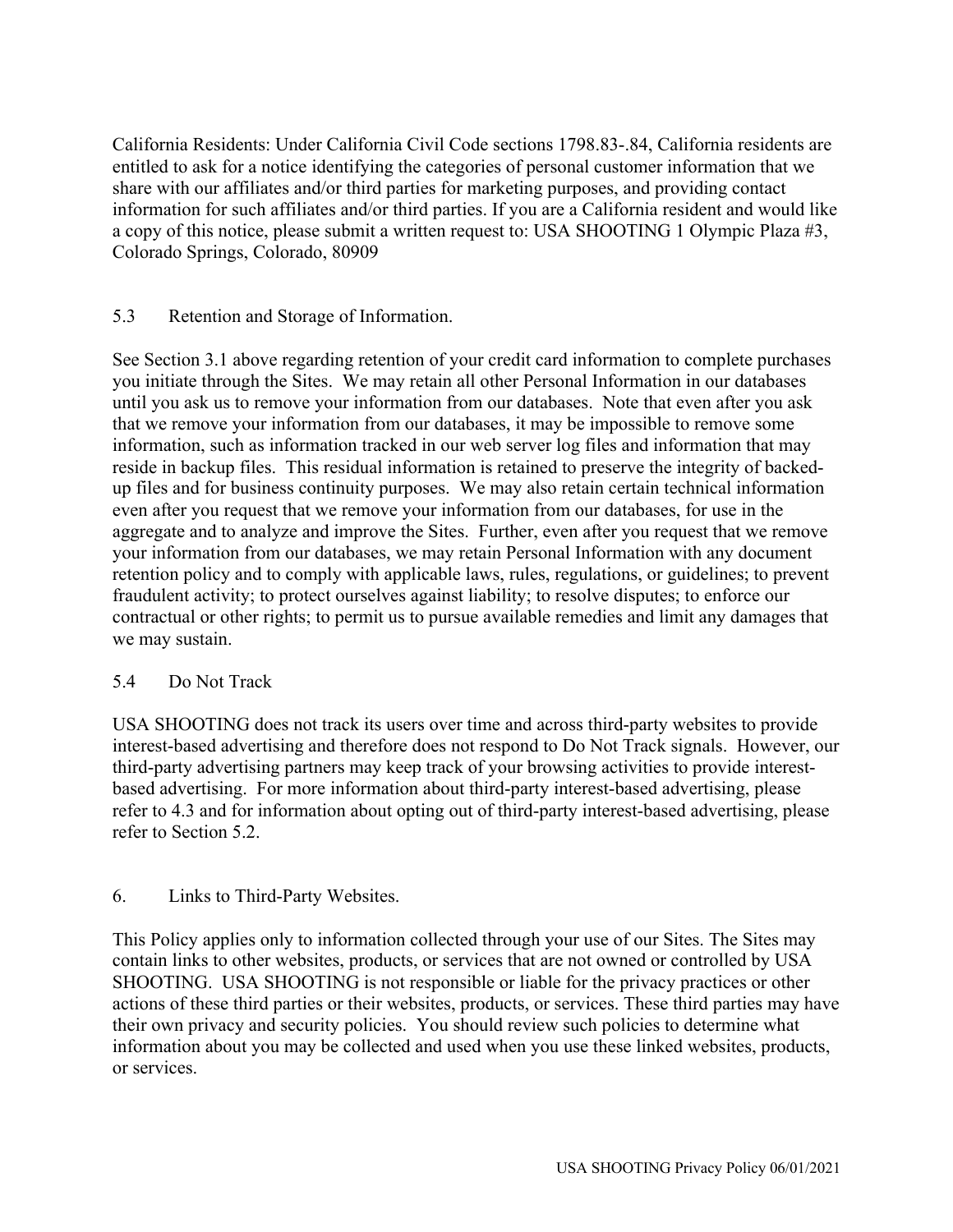California Residents: Under California Civil Code sections 1798.83-.84, California residents are entitled to ask for a notice identifying the categories of personal customer information that we share with our affiliates and/or third parties for marketing purposes, and providing contact information for such affiliates and/or third parties. If you are a California resident and would like a copy of this notice, please submit a written request to: USA SHOOTING 1 Olympic Plaza #3, Colorado Springs, Colorado, 80909

### 5.3 Retention and Storage of Information.

See Section 3.1 above regarding retention of your credit card information to complete purchases you initiate through the Sites. We may retain all other Personal Information in our databases until you ask us to remove your information from our databases. Note that even after you ask that we remove your information from our databases, it may be impossible to remove some information, such as information tracked in our web server log files and information that may reside in backup files. This residual information is retained to preserve the integrity of backed-up files and for business continuity purposes. We may also retain certain technical information even after you request that we remove your information from our databases, for use in the aggregate and to analyze and improve the Sites. Further, even after you request that we remove your information from our databases, we may retain Personal Information with any document retention policy and to comply with applicable laws, rules, regulations, or guidelines; to prevent fraudulent activity; to protect ourselves against liability; to resolve disputes; to enforce our contractual or other rights; to permit us to pursue available remedies and limit any damages that we may sustain.

### 5.4 Do Not Track

USA SHOOTING does not track its users over time and across third-party websites to provide interest-based advertising and therefore does not respond to Do Not Track signals. However, our third-party advertising partners may keep track of your browsing activities to provide interest-based advertising. For more information about third-party interest-based advertising, please refer to 4.3 and for information about opting out of third-party interest-based advertising, please refer to Section 5.2.

## 6. Links to Third-Party Websites.

This Policy applies only to information collected through your use of our Sites. The Sites may contain links to other websites, products, or services that are not owned or controlled by USA SHOOTING. USA SHOOTING is not responsible or liable for the privacy practices or other actions of these third parties or their websites, products, or services. These third parties may have their own privacy and security policies. You should review such policies to determine what information about you may be collected and used when you use these linked websites, products, or services.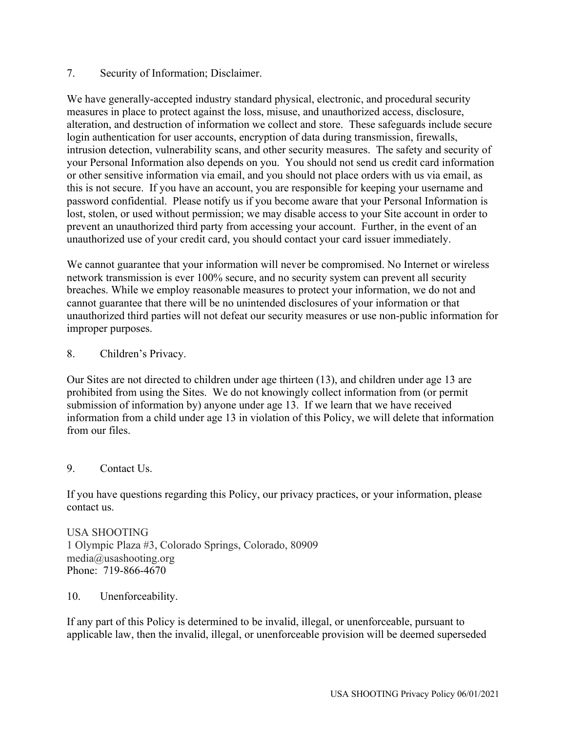## 7. Security of Information; Disclaimer.

We have generally-accepted industry standard physical, electronic, and procedural security measures in place to protect against the loss, misuse, and unauthorized access, disclosure, alteration, and destruction of information we collect and store. These safeguards include secure login authentication for user accounts, encryption of data during transmission, firewalls, intrusion detection, vulnerability scans, and other security measures. The safety and security of your Personal Information also depends on you. You should not send us credit card information or other sensitive information via email, and you should not place orders with us via email, as this is not secure. If you have an account, you are responsible for keeping your username and password confidential. Please notify us if you become aware that your Personal Information is lost, stolen, or used without permission; we may disable access to your Site account in order to prevent an unauthorized third party from accessing your account. Further, in the event of an unauthorized use of your credit card, you should contact your card issuer immediately.

We cannot guarantee that your information will never be compromised. No Internet or wireless network transmission is ever 100% secure, and no security system can prevent all security breaches. While we employ reasonable measures to protect your information, we do not and cannot guarantee that there will be no unintended disclosures of your information or that unauthorized third parties will not defeat our security measures or use non-public information for improper purposes.

## 8. Children's Privacy.

Our Sites are not directed to children under age thirteen (13), and children under age 13 are prohibited from using the Sites. We do not knowingly collect information from (or permit submission of information by) anyone under age 13. If we learn that we have received information from a child under age 13 in violation of this Policy, we will delete that information from our files.

## 9. Contact Us.

If you have questions regarding this Policy, our privacy practices, or your information, please contact us.

USA SHOOTING
1 Olympic Plaza #3, Colorado Springs, Colorado, 80909
media@usashooting.org
Phone: 719-866-4670

## 10. Unenforceability.

If any part of this Policy is determined to be invalid, illegal, or unenforceable, pursuant to applicable law, then the invalid, illegal, or unenforceable provision will be deemed superseded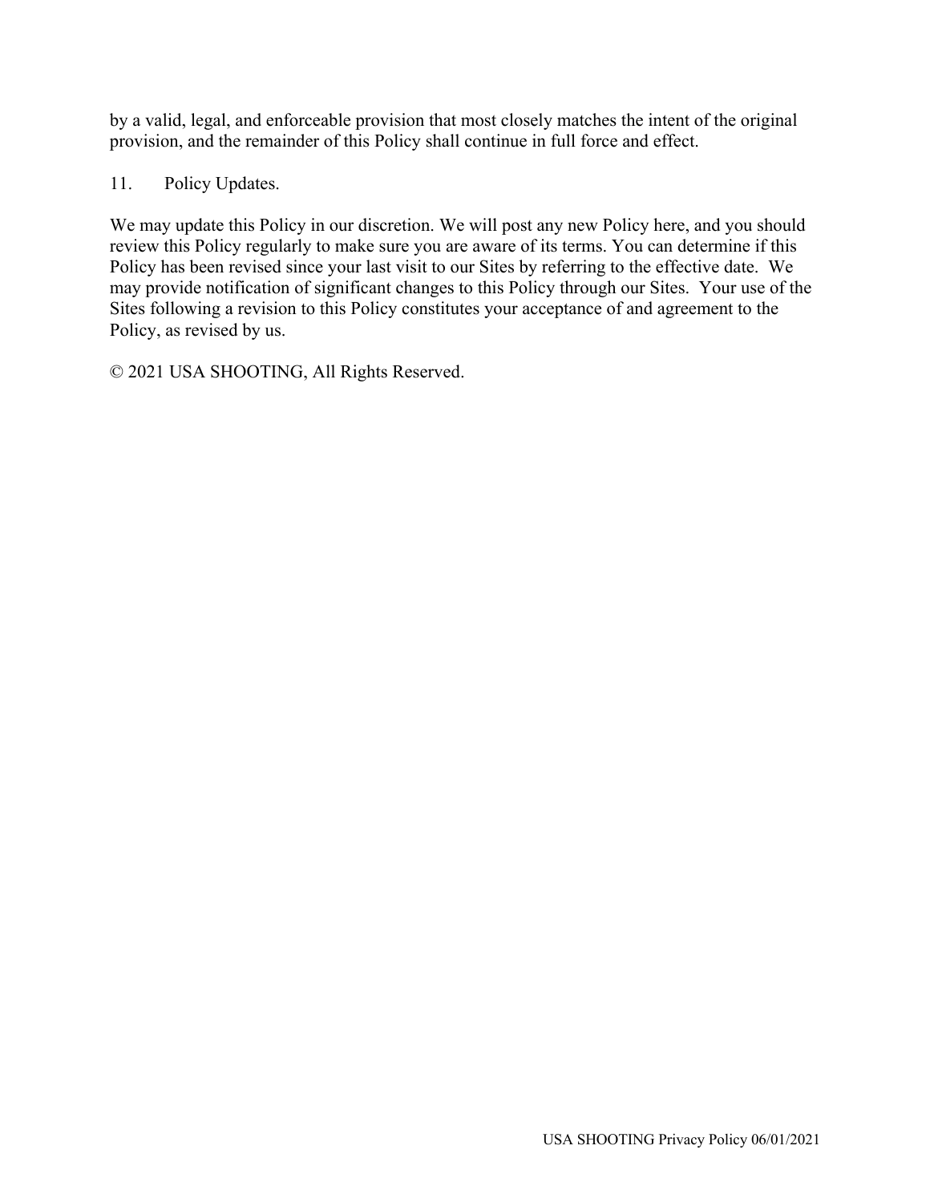by a valid, legal, and enforceable provision that most closely matches the intent of the original provision, and the remainder of this Policy shall continue in full force and effect.

11. Policy Updates.

We may update this Policy in our discretion. We will post any new Policy here, and you should review this Policy regularly to make sure you are aware of its terms. You can determine if this Policy has been revised since your last visit to our Sites by referring to the effective date. We may provide notification of significant changes to this Policy through our Sites. Your use of the Sites following a revision to this Policy constitutes your acceptance of and agreement to the Policy, as revised by us.

© 2021 USA SHOOTING, All Rights Reserved.